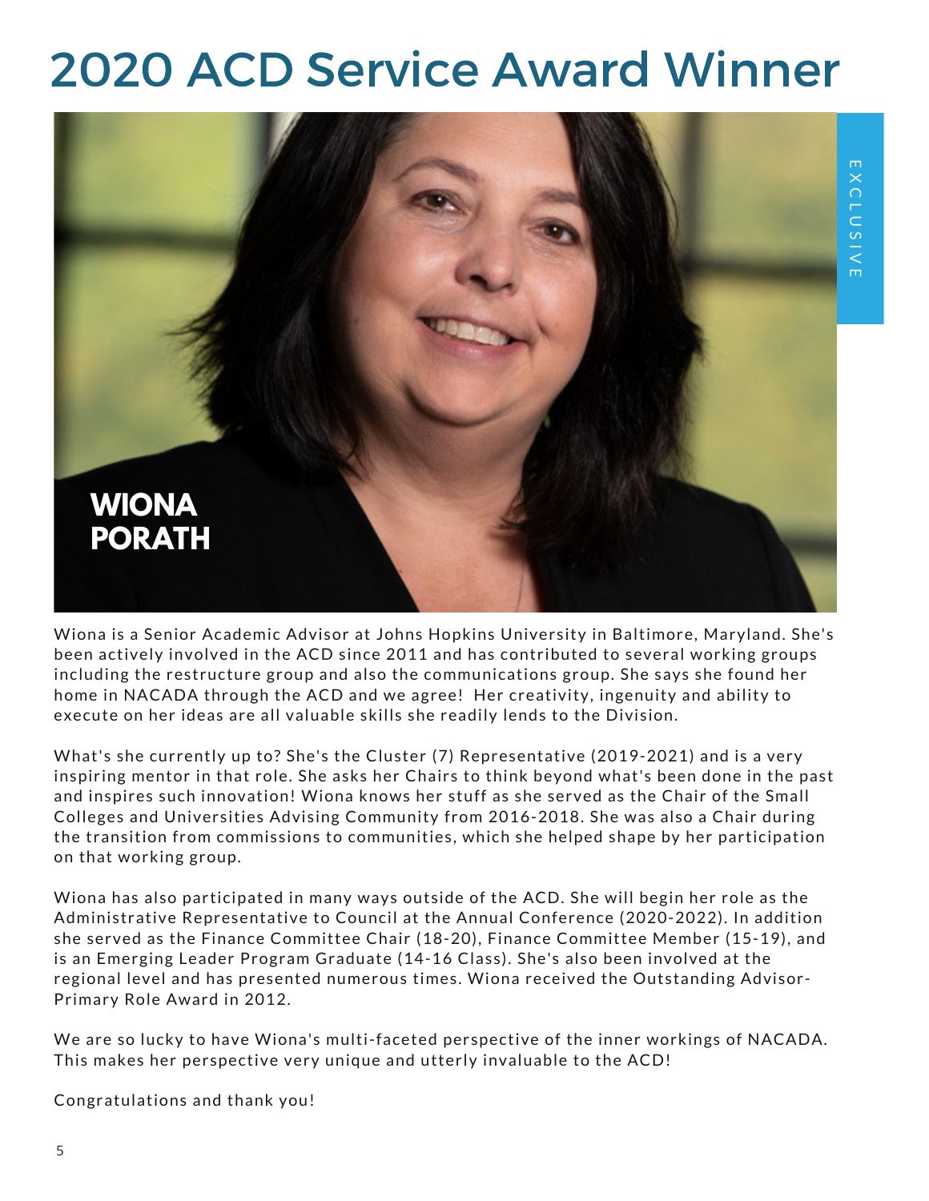# 2020 ACD Service Award Winner

EXCLUSIVE

**WIONA PORATH**

Wiona is a Senior Academic Advisor at Johns Hopkins University in Baltimore, Maryland. She's been actively involved in the ACD since 2011 and has contributed to several working groups including the restructure group and also the communications group. She says she found her home in NACADA through the ACD and we agree! Her creativity, ingenuity and ability to execute on her ideas are all valuable skills she readily lends to the Division.

What's she currently up to? She's the Cluster (7) Representative (2019-2021) and is a very inspiring mentor in that role. She asks her Chairs to think beyond what's been done in the past and inspires such innovation! Wiona knows her stuff as she served as the Chair of the Small Colleges and Universities Advising Community from 2016-2018. She was also a Chair during the transition from commissions to communities, which she helped shape by her participation on that working group.

Wiona has also participated in many ways outside of the ACD. She will begin her role as the Administrative Representative to Council at the Annual Conference (2020-2022). In addition she served as the Finance Committee Chair (18-20), Finance Committee Member (15-19), and is an Emerging Leader Program Graduate (14-16 Class). She's also been involved at the regional level and has presented numerous times. Wiona received the Outstanding Advisor-Primary Role Award in 2012.

We are so lucky to have Wiona's multi-faceted perspective of the inner workings of NACADA. This makes her perspective very unique and utterly invaluable to the ACD!

Congratulations and thank you!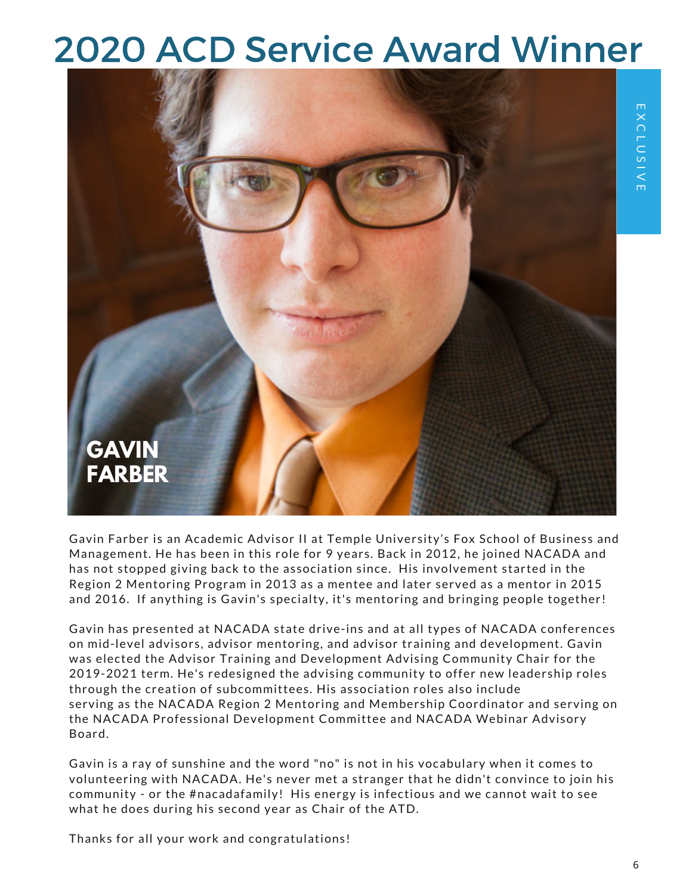# 2020 ACD Service Award Winner

EXCLUSIVE

**GAVIN FARBER**

Gavin Farber is an Academic Advisor II at Temple University's Fox School of Business and Management. He has been in this role for 9 years. Back in 2012, he joined NACADA and has not stopped giving back to the association since. His involvement started in the Region 2 Mentoring Program in 2013 as a mentee and later served as a mentor in 2015 and 2016. If anything is Gavin's specialty, it's mentoring and bringing people together!

Gavin has presented at NACADA state drive-ins and at all types of NACADA conferences on mid-level advisors, advisor mentoring, and advisor training and development. Gavin was elected the Advisor Training and Development Advising Community Chair for the 2019-2021 term. He's redesigned the advising community to offer new leadership roles through the creation of subcommittees. His association roles also include serving as the NACADA Region 2 Mentoring and Membership Coordinator and serving on the NACADA Professional Development Committee and NACADA Webinar Advisory Board.

Gavin is a ray of sunshine and the word "no" is not in his vocabulary when it comes to volunteering with NACADA. He's never met a stranger that he didn't convince to join his community - or the #nacadafamily! His energy is infectious and we cannot wait to see what he does during his second year as Chair of the ATD.

Thanks for all your work and congratulations!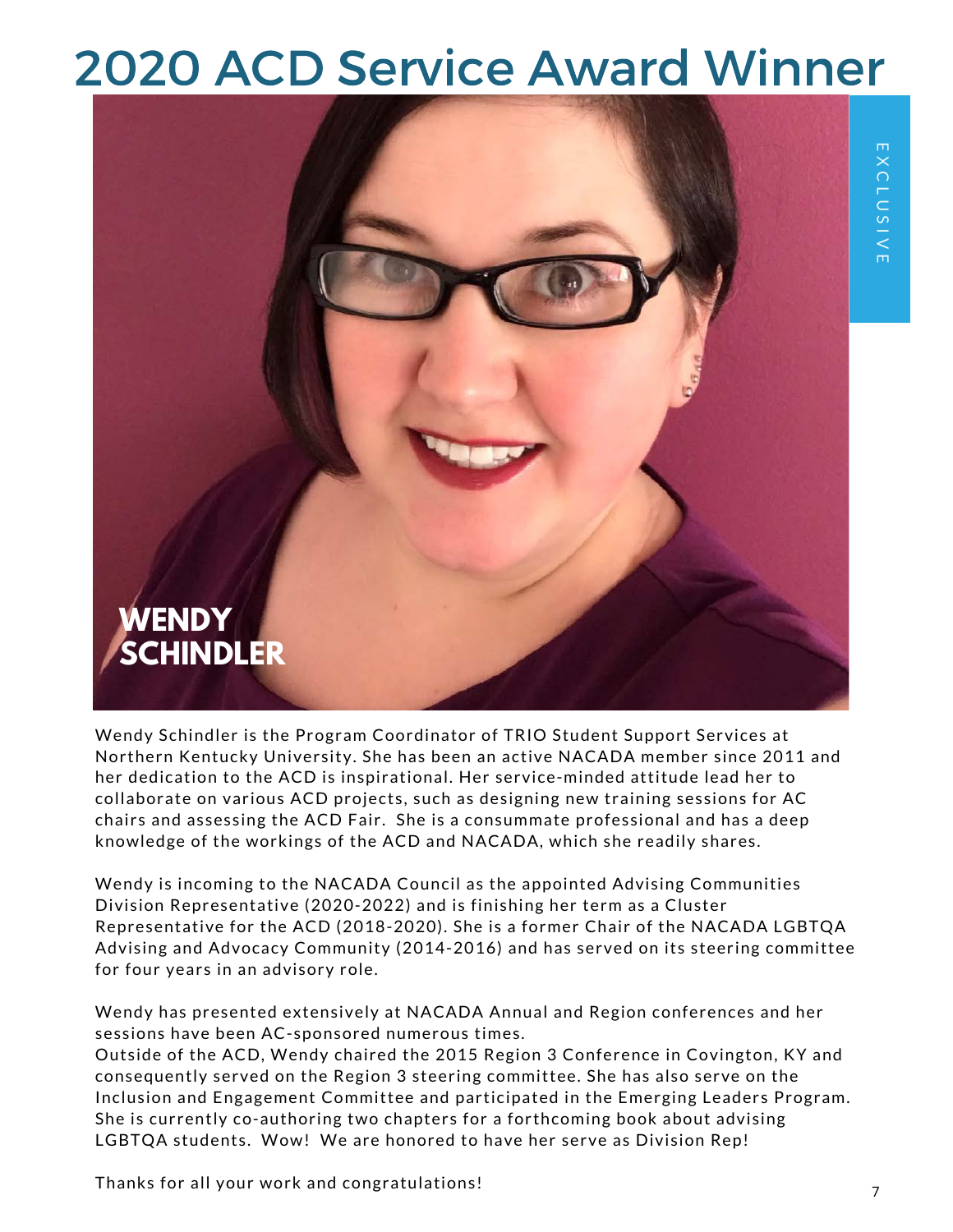# 2020 ACD Service Award Winner

EXCLUSIVE

**WENDY SCHINDLER**

Wendy Schindler is the Program Coordinator of TRIO Student Support Services at Northern Kentucky University. She has been an active NACADA member since 2011 and her dedication to the ACD is inspirational. Her service-minded attitude lead her to collaborate on various ACD projects, such as designing new training sessions for AC chairs and assessing the ACD Fair. She is a consummate professional and has a deep knowledge of the workings of the ACD and NACADA, which she readily shares.

Wendy is incoming to the NACADA Council as the appointed Advising Communities Division Representative (2020-2022) and is finishing her term as a Cluster Representative for the ACD (2018-2020). She is a former Chair of the NACADA LGBTQA Advising and Advocacy Community (2014-2016) and has served on its steering committee for four years in an advisory role.

Wendy has presented extensively at NACADA Annual and Region conferences and her sessions have been AC-sponsored numerous times.
Outside of the ACD, Wendy chaired the 2015 Region 3 Conference in Covington, KY and consequently served on the Region 3 steering committee. She has also serve on the Inclusion and Engagement Committee and participated in the Emerging Leaders Program. She is currently co-authoring two chapters for a forthcoming book about advising LGBTQA students. Wow! We are honored to have her serve as Division Rep!

Thanks for all your work and congratulations!